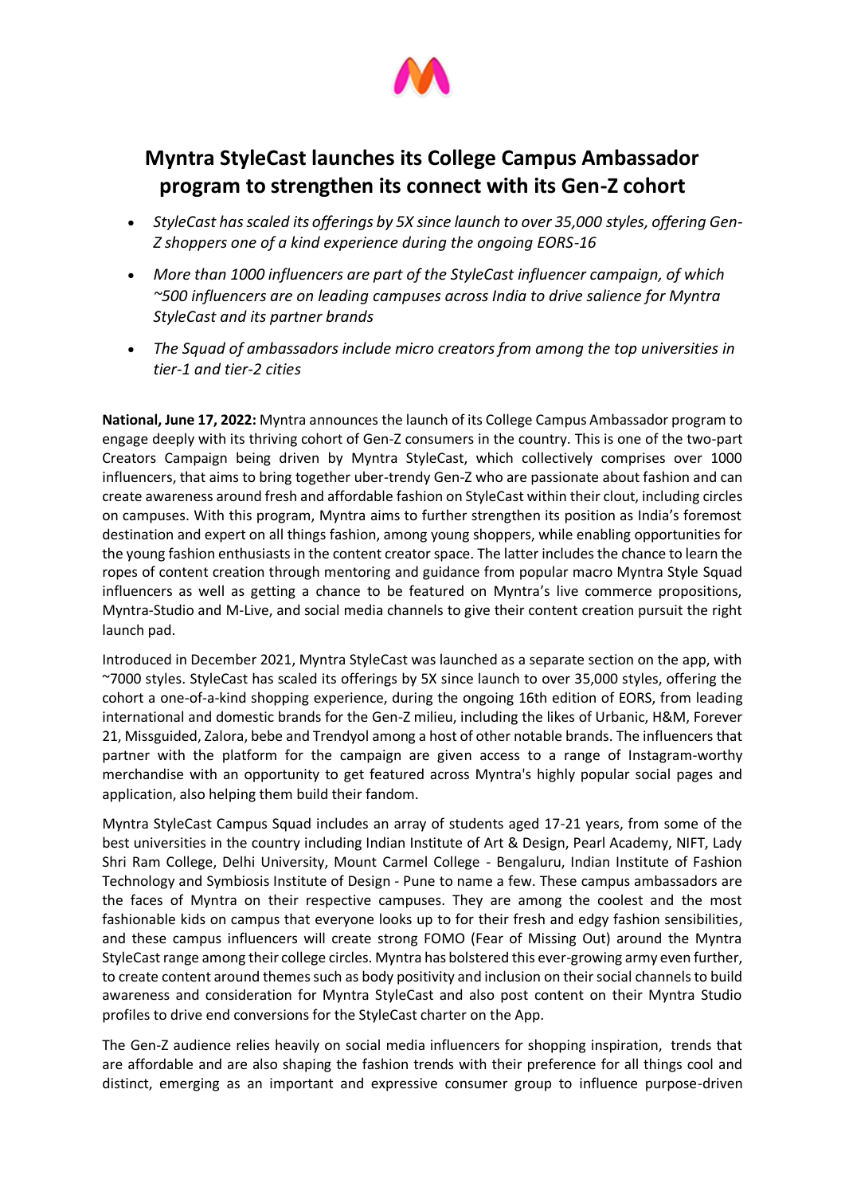# Myntra StyleCast launches its College Campus Ambassador program to strengthen its connect with its Gen-Z cohort

- *StyleCast has scaled its offerings by 5X since launch to over 35,000 styles, offering Gen-Z shoppers one of a kind experience during the ongoing EORS-16*
- *More than 1000 influencers are part of the StyleCast influencer campaign, of which ~500 influencers are on leading campuses across India to drive salience for Myntra StyleCast and its partner brands*
- *The Squad of ambassadors include micro creators from among the top universities in tier-1 and tier-2 cities*

**National, June 17, 2022:** Myntra announces the launch of its College Campus Ambassador program to engage deeply with its thriving cohort of Gen-Z consumers in the country. This is one of the two-part Creators Campaign being driven by Myntra StyleCast, which collectively comprises over 1000 influencers, that aims to bring together uber-trendy Gen-Z who are passionate about fashion and can create awareness around fresh and affordable fashion on StyleCast within their clout, including circles on campuses. With this program, Myntra aims to further strengthen its position as India's foremost destination and expert on all things fashion, among young shoppers, while enabling opportunities for the young fashion enthusiasts in the content creator space. The latter includes the chance to learn the ropes of content creation through mentoring and guidance from popular macro Myntra Style Squad influencers as well as getting a chance to be featured on Myntra's live commerce propositions, Myntra-Studio and M-Live, and social media channels to give their content creation pursuit the right launch pad.

Introduced in December 2021, Myntra StyleCast was launched as a separate section on the app, with ~7000 styles. StyleCast has scaled its offerings by 5X since launch to over 35,000 styles, offering the cohort a one-of-a-kind shopping experience, during the ongoing 16th edition of EORS, from leading international and domestic brands for the Gen-Z milieu, including the likes of Urbanic, H&M, Forever 21, Missguided, Zalora, bebe and Trendyol among a host of other notable brands. The influencers that partner with the platform for the campaign are given access to a range of Instagram-worthy merchandise with an opportunity to get featured across Myntra's highly popular social pages and application, also helping them build their fandom.

Myntra StyleCast Campus Squad includes an array of students aged 17-21 years, from some of the best universities in the country including Indian Institute of Art & Design, Pearl Academy, NIFT, Lady Shri Ram College, Delhi University, Mount Carmel College - Bengaluru, Indian Institute of Fashion Technology and Symbiosis Institute of Design - Pune to name a few. These campus ambassadors are the faces of Myntra on their respective campuses. They are among the coolest and the most fashionable kids on campus that everyone looks up to for their fresh and edgy fashion sensibilities, and these campus influencers will create strong FOMO (Fear of Missing Out) around the Myntra StyleCast range among their college circles. Myntra has bolstered this ever-growing army even further, to create content around themes such as body positivity and inclusion on their social channels to build awareness and consideration for Myntra StyleCast and also post content on their Myntra Studio profiles to drive end conversions for the StyleCast charter on the App.

The Gen-Z audience relies heavily on social media influencers for shopping inspiration, trends that are affordable and are also shaping the fashion trends with their preference for all things cool and distinct, emerging as an important and expressive consumer group to influence purpose-driven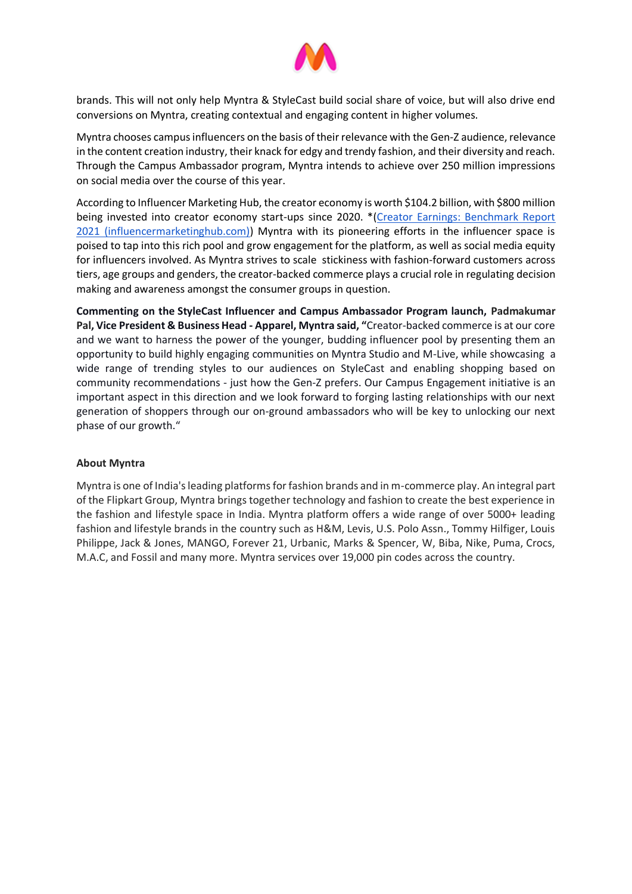brands. This will not only help Myntra & StyleCast build social share of voice, but will also drive end conversions on Myntra, creating contextual and engaging content in higher volumes.

Myntra chooses campus influencers on the basis of their relevance with the Gen-Z audience, relevance in the content creation industry, their knack for edgy and trendy fashion, and their diversity and reach. Through the Campus Ambassador program, Myntra intends to achieve over 250 million impressions on social media over the course of this year.

According to Influencer Marketing Hub, the creator economy is worth $104.2 billion, with $800 million being invested into creator economy start-ups since 2020. *(Creator Earnings: Benchmark Report 2021 (influencermarketinghub.com)) Myntra with its pioneering efforts in the influencer space is poised to tap into this rich pool and grow engagement for the platform, as well as social media equity for influencers involved. As Myntra strives to scale stickiness with fashion-forward customers across tiers, age groups and genders, the creator-backed commerce plays a crucial role in regulating decision making and awareness amongst the consumer groups in question.

**Commenting on the StyleCast Influencer and Campus Ambassador Program launch, Padmakumar Pal, Vice President & Business Head - Apparel, Myntra said, "**Creator-backed commerce is at our core and we want to harness the power of the younger, budding influencer pool by presenting them an opportunity to build highly engaging communities on Myntra Studio and M-Live, while showcasing a wide range of trending styles to our audiences on StyleCast and enabling shopping based on community recommendations - just how the Gen-Z prefers. Our Campus Engagement initiative is an important aspect in this direction and we look forward to forging lasting relationships with our next generation of shoppers through our on-ground ambassadors who will be key to unlocking our next phase of our growth."

**About Myntra**

Myntra is one of India's leading platforms for fashion brands and in m-commerce play. An integral part of the Flipkart Group, Myntra brings together technology and fashion to create the best experience in the fashion and lifestyle space in India. Myntra platform offers a wide range of over 5000+ leading fashion and lifestyle brands in the country such as H&M, Levis, U.S. Polo Assn., Tommy Hilfiger, Louis Philippe, Jack & Jones, MANGO, Forever 21, Urbanic, Marks & Spencer, W, Biba, Nike, Puma, Crocs, M.A.C, and Fossil and many more. Myntra services over 19,000 pin codes across the country.